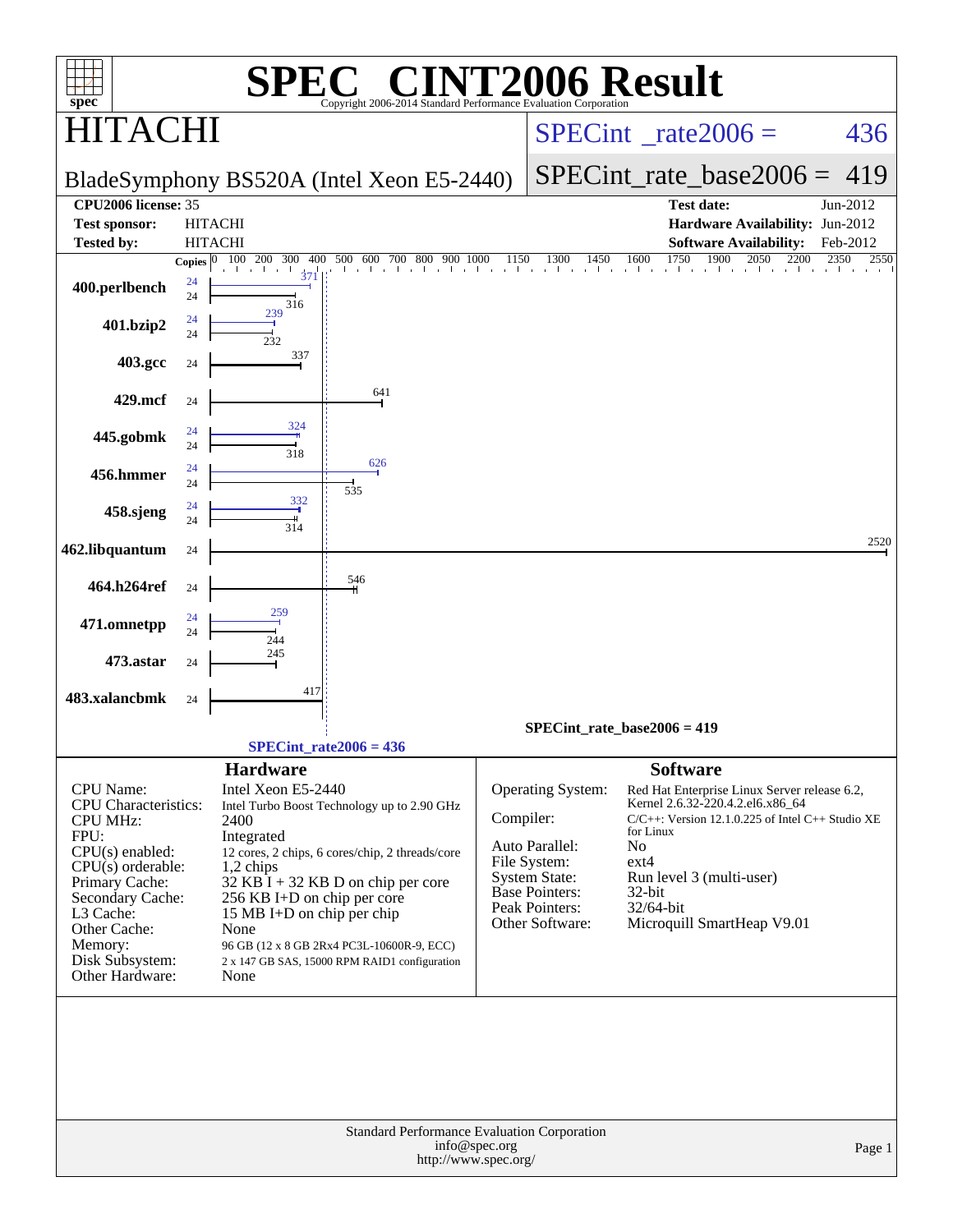# SPEC® CINT2006 Result

Copyright 2006-2014 Standard Performance Evaluation Corporation

## HITACHI

**BladeSymphony BS520A (Intel Xeon E5-2440)**

SPECint_rate2006 = 436

SPECint_rate_base2006 = 419

| | | | |
|---|---|---|---|
| **CPU2006 license:** 35 | | **Test date:** | Jun-2012 |
| **Test sponsor:** | HITACHI | **Hardware Availability:** | Jun-2012 |
| **Tested by:** | HITACHI | **Software Availability:** | Feb-2012 |

| Benchmark | Copies | Peak | Base |
|---|---|---|---|
| 400.perlbench | 24 | 371 | 316 |
| 401.bzip2 | 24 | 239 | 232 |
| 403.gcc | 24 | | 337 |
| 429.mcf | 24 | | 641 |
| 445.gobmk | 24 | 324 | 318 |
| 456.hmmer | 24 | 626 | 535 |
| 458.sjeng | 24 | 332 | 314 |
| 462.libquantum | 24 | | 2520 |
| 464.h264ref | 24 | | 546 |
| 471.omnetpp | 24 | 259 | 244 |
| 473.astar | 24 | | 245 |
| 483.xalancbmk | 24 | | 417 |

SPECint_rate_base2006 = 419

SPECint_rate2006 = 436

## Hardware

| | |
|---|---|
| CPU Name: | Intel Xeon E5-2440 |
| CPU Characteristics: | Intel Turbo Boost Technology up to 2.90 GHz |
| CPU MHz: | 2400 |
| FPU: | Integrated |
| CPU(s) enabled: | 12 cores, 2 chips, 6 cores/chip, 2 threads/core |
| CPU(s) orderable: | 1,2 chips |
| Primary Cache: | 32 KB I + 32 KB D on chip per core |
| Secondary Cache: | 256 KB I+D on chip per core |
| L3 Cache: | 15 MB I+D on chip per chip |
| Other Cache: | None |
| Memory: | 96 GB (12 x 8 GB 2Rx4 PC3L-10600R-9, ECC) |
| Disk Subsystem: | 2 x 147 GB SAS, 15000 RPM RAID1 configuration |
| Other Hardware: | None |

## Software

| | |
|---|---|
| Operating System: | Red Hat Enterprise Linux Server release 6.2, Kernel 2.6.32-220.4.2.el6.x86_64 |
| Compiler: | C/C++: Version 12.1.0.225 of Intel C++ Studio XE for Linux |
| Auto Parallel: | No |
| File System: | ext4 |
| System State: | Run level 3 (multi-user) |
| Base Pointers: | 32-bit |
| Peak Pointers: | 32/64-bit |
| Other Software: | Microquill SmartHeap V9.01 |

Standard Performance Evaluation Corporation
info@spec.org
http://www.spec.org/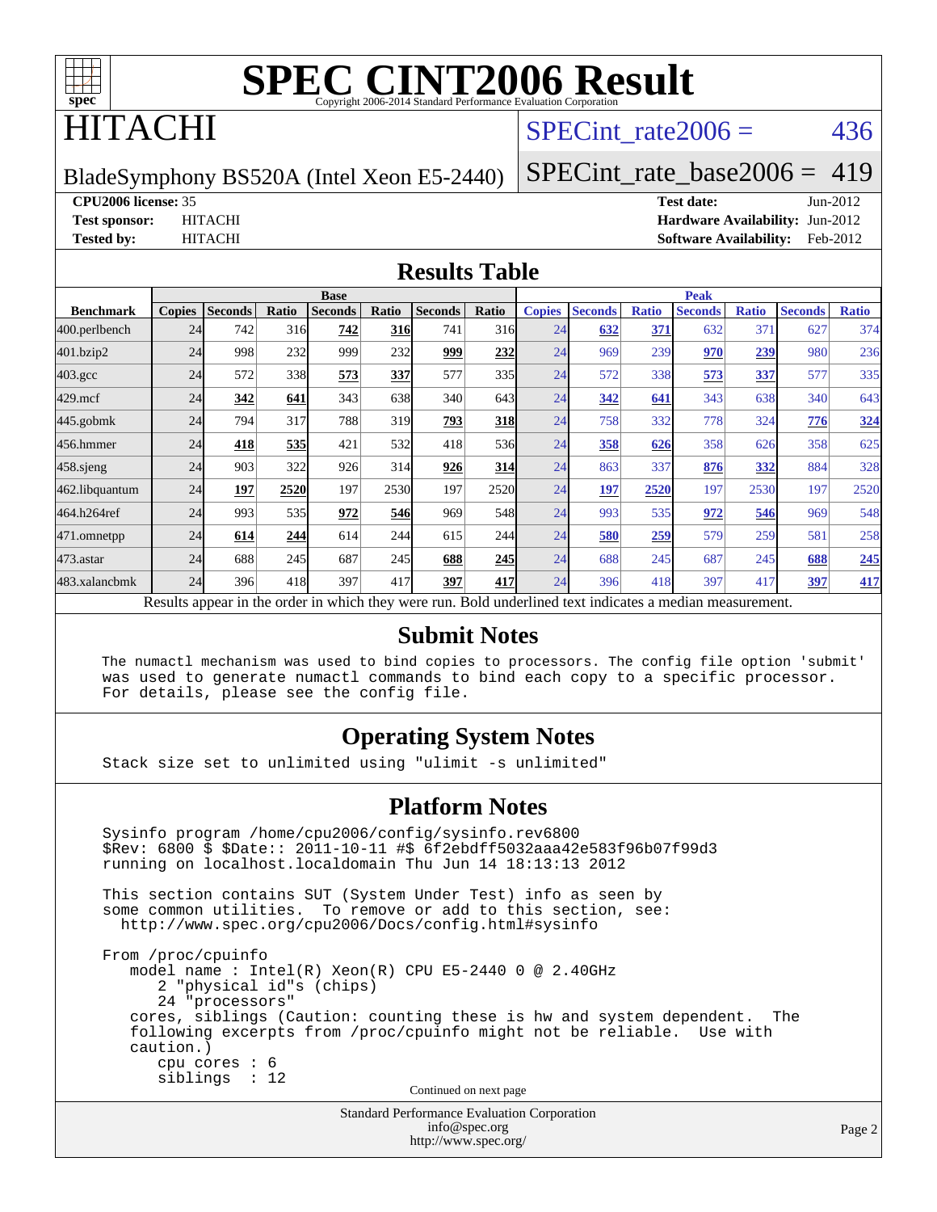# SPEC CINT2006 Result

Copyright 2006-2014 Standard Performance Evaluation Corporation

## HITACHI

BladeSymphony BS520A (Intel Xeon E5-2440)

SPECint_rate2006 = 436

SPECint_rate_base2006 = 419

**CPU2006 license:** 35
**Test sponsor:** HITACHI
**Tested by:** HITACHI

**Test date:** Jun-2012
**Hardware Availability:** Jun-2012
**Software Availability:** Feb-2012

## Results Table

| | Base | | | | | | | | Peak | | | | | | |
|---|---|---|---|---|---|---|---|---|---|---|---|---|---|---|---|
| **Benchmark** | **Copies** | **Seconds** | **Ratio** | **Seconds** | **Ratio** | **Seconds** | **Ratio** | **Copies** | **Seconds** | **Ratio** | **Seconds** | **Ratio** | **Seconds** | **Ratio** |
| 400.perlbench | 24 | 742 | 316 | **742** | **316** | 741 | 316 | 24 | **632** | **371** | 632 | 371 | 627 | 374 |
| 401.bzip2 | 24 | 998 | 232 | 999 | 232 | **999** | **232** | 24 | 969 | 239 | **970** | **239** | 980 | 236 |
| 403.gcc | 24 | 572 | 338 | **573** | **337** | 577 | 335 | 24 | 572 | 338 | **573** | **337** | 577 | 335 |
| 429.mcf | 24 | **342** | **641** | 343 | 638 | 340 | 643 | 24 | **342** | **641** | 343 | 638 | 340 | 643 |
| 445.gobmk | 24 | 794 | 317 | 788 | 319 | **793** | **318** | 24 | 758 | 332 | 778 | 324 | **776** | **324** |
| 456.hmmer | 24 | **418** | **535** | 421 | 532 | 418 | 536 | 24 | **358** | **626** | 358 | 626 | 358 | 625 |
| 458.sjeng | 24 | 903 | 322 | 926 | 314 | **926** | **314** | 24 | 863 | 337 | **876** | **332** | 884 | 328 |
| 462.libquantum | 24 | **197** | **2520** | 197 | 2530 | 197 | 2520 | 24 | **197** | **2520** | 197 | 2530 | 197 | 2520 |
| 464.h264ref | 24 | 993 | 535 | **972** | **546** | 969 | 548 | 24 | 993 | 535 | **972** | **546** | 969 | 548 |
| 471.omnetpp | 24 | **614** | **244** | 614 | 244 | 615 | 244 | 24 | **580** | **259** | 579 | 259 | 581 | 258 |
| 473.astar | 24 | 688 | 245 | 687 | 245 | **688** | **245** | 24 | 688 | 245 | 687 | 245 | **688** | **245** |
| 483.xalancbmk | 24 | 396 | 418 | 397 | 417 | **397** | **417** | 24 | 396 | 418 | 397 | 417 | **397** | **417** |

Results appear in the order in which they were run. Bold underlined text indicates a median measurement.

## Submit Notes

```
The numactl mechanism was used to bind copies to processors. The config file option 'submit'
was used to generate numactl commands to bind each copy to a specific processor.
For details, please see the config file.
```

## Operating System Notes

```
Stack size set to unlimited using "ulimit -s unlimited"
```

## Platform Notes

```
Sysinfo program /home/cpu2006/config/sysinfo.rev6800
$Rev: 6800 $ $Date:: 2011-10-11 #$ 6f2ebdff5032aaa42e583f96b07f99d3
running on localhost.localdomain Thu Jun 14 18:13:13 2012

This section contains SUT (System Under Test) info as seen by
some common utilities.  To remove or add to this section, see:
  http://www.spec.org/cpu2006/Docs/config.html#sysinfo

From /proc/cpuinfo
   model name : Intel(R) Xeon(R) CPU E5-2440 0 @ 2.40GHz
      2 "physical id"s (chips)
      24 "processors"
   cores, siblings (Caution: counting these is hw and system dependent.  The
   following excerpts from /proc/cpuinfo might not be reliable.  Use with
   caution.)
      cpu cores : 6
      siblings  : 12
```

Continued on next page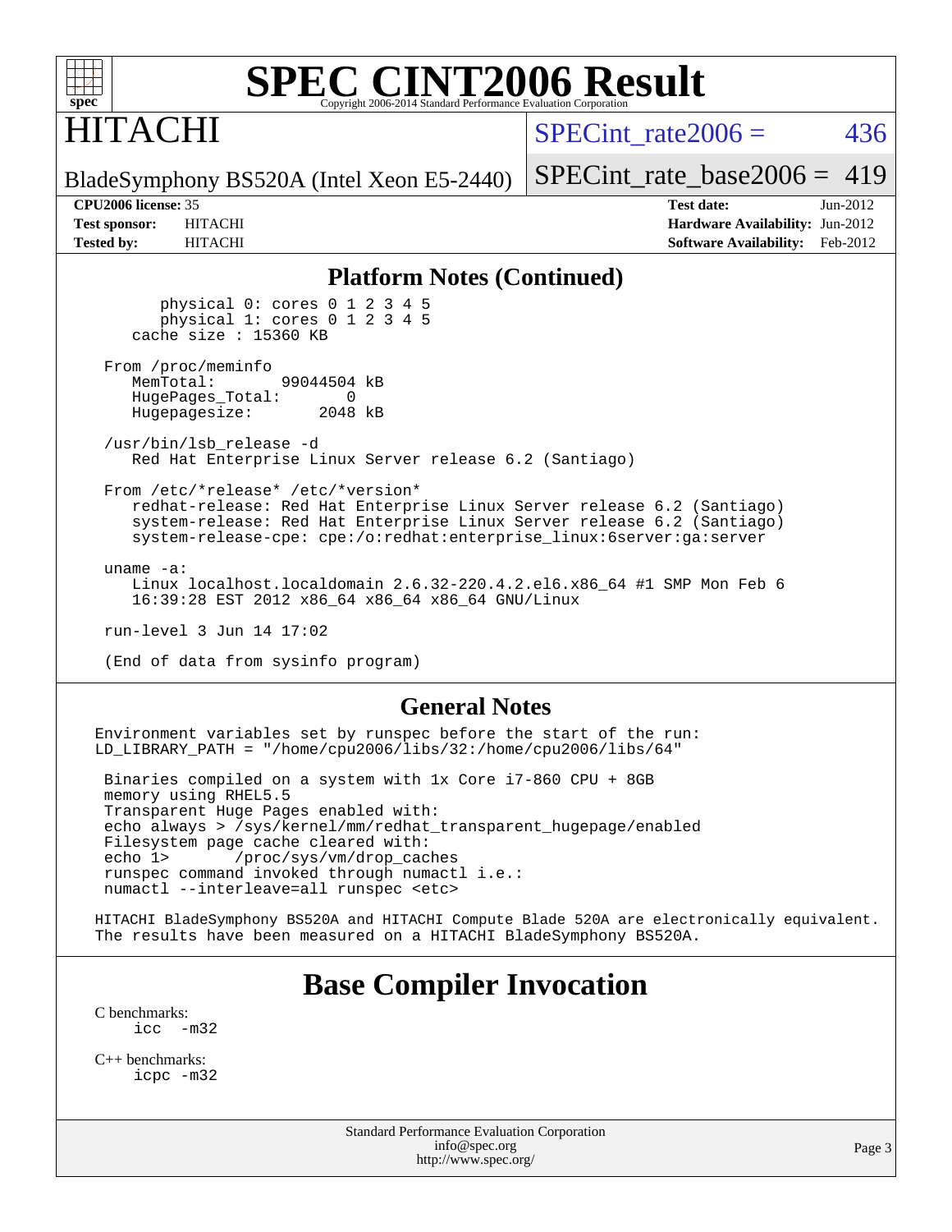# SPEC CINT2006 Result

Copyright 2006-2014 Standard Performance Evaluation Corporation

## HITACHI

BladeSymphony BS520A (Intel Xeon E5-2440)

SPECint_rate2006 = 436

SPECint_rate_base2006 = 419

| | | | |
|---|---|---|---|
| **CPU2006 license:** 35 | | **Test date:** | Jun-2012 |
| **Test sponsor:** | HITACHI | **Hardware Availability:** | Jun-2012 |
| **Tested by:** | HITACHI | **Software Availability:** | Feb-2012 |

### Platform Notes (Continued)

```
        physical 0: cores 0 1 2 3 4 5
        physical 1: cores 0 1 2 3 4 5
     cache size : 15360 KB

  From /proc/meminfo
     MemTotal:       99044504 kB
     HugePages_Total:       0
     Hugepagesize:       2048 kB

  /usr/bin/lsb_release -d
     Red Hat Enterprise Linux Server release 6.2 (Santiago)

  From /etc/*release* /etc/*version*
     redhat-release: Red Hat Enterprise Linux Server release 6.2 (Santiago)
     system-release: Red Hat Enterprise Linux Server release 6.2 (Santiago)
     system-release-cpe: cpe:/o:redhat:enterprise_linux:6server:ga:server

  uname -a:
     Linux localhost.localdomain 2.6.32-220.4.2.el6.x86_64 #1 SMP Mon Feb 6
     16:39:28 EST 2012 x86_64 x86_64 x86_64 GNU/Linux

  run-level 3 Jun 14 17:02

  (End of data from sysinfo program)
```

### General Notes

```
Environment variables set by runspec before the start of the run:
LD_LIBRARY_PATH = "/home/cpu2006/libs/32:/home/cpu2006/libs/64"

 Binaries compiled on a system with 1x Core i7-860 CPU + 8GB
 memory using RHEL5.5
 Transparent Huge Pages enabled with:
 echo always > /sys/kernel/mm/redhat_transparent_hugepage/enabled
 Filesystem page cache cleared with:
 echo 1>       /proc/sys/vm/drop_caches
 runspec command invoked through numactl i.e.:
 numactl --interleave=all runspec <etc>

HITACHI BladeSymphony BS520A and HITACHI Compute Blade 520A are electronically equivalent.
The results have been measured on a HITACHI BladeSymphony BS520A.
```

## Base Compiler Invocation

C benchmarks:
```
icc  -m32
```

C++ benchmarks:
```
icpc -m32
```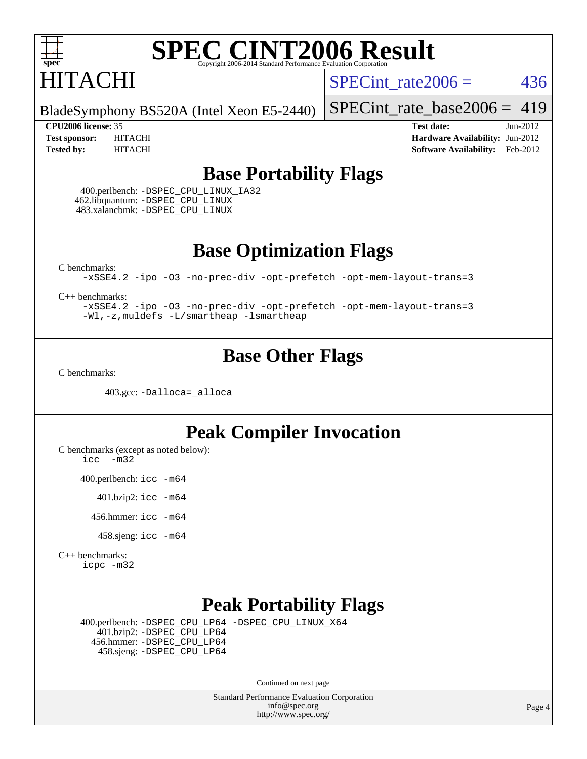# SPEC CINT2006 Result

Copyright 2006-2014 Standard Performance Evaluation Corporation

**HITACHI**

BladeSymphony BS520A (Intel Xeon E5-2440)

SPECint_rate2006 = 436

SPECint_rate_base2006 = 419

| | | | |
|---|---|---|---|
| **CPU2006 license:** 35 | | **Test date:** | Jun-2012 |
| **Test sponsor:** | HITACHI | **Hardware Availability:** | Jun-2012 |
| **Tested by:** | HITACHI | **Software Availability:** | Feb-2012 |

## Base Portability Flags

400.perlbench: `-DSPEC_CPU_LINUX_IA32`
462.libquantum: `-DSPEC_CPU_LINUX`
483.xalancbmk: `-DSPEC_CPU_LINUX`

## Base Optimization Flags

C benchmarks:
`-xSSE4.2 -ipo -O3 -no-prec-div -opt-prefetch -opt-mem-layout-trans=3`

C++ benchmarks:
`-xSSE4.2 -ipo -O3 -no-prec-div -opt-prefetch -opt-mem-layout-trans=3`
`-Wl,-z,muldefs -L/smartheap -lsmartheap`

## Base Other Flags

C benchmarks:

403.gcc: `-Dalloca=_alloca`

## Peak Compiler Invocation

C benchmarks (except as noted below):
`icc -m32`

400.perlbench: `icc -m64`

401.bzip2: `icc -m64`

456.hmmer: `icc -m64`

458.sjeng: `icc -m64`

C++ benchmarks:
`icpc -m32`

## Peak Portability Flags

400.perlbench: `-DSPEC_CPU_LP64 -DSPEC_CPU_LINUX_X64`
401.bzip2: `-DSPEC_CPU_LP64`
456.hmmer: `-DSPEC_CPU_LP64`
458.sjeng: `-DSPEC_CPU_LP64`

Continued on next page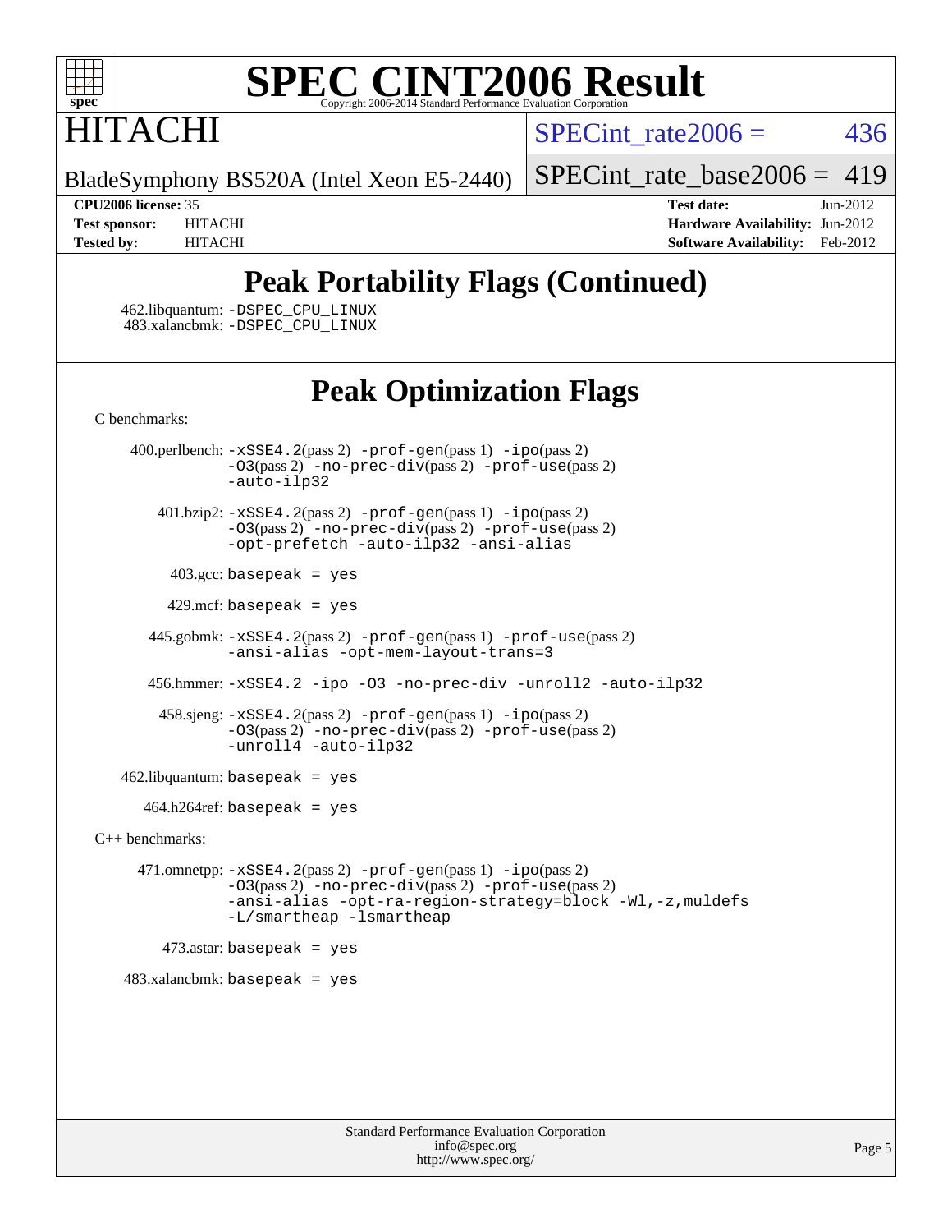# SPEC CINT2006 Result

Copyright 2006-2014 Standard Performance Evaluation Corporation

## HITACHI

BladeSymphony BS520A (Intel Xeon E5-2440)

SPECint_rate2006 = 436

SPECint_rate_base2006 = 419

| | | | |
|---|---|---|---|
| **CPU2006 license:** | 35 | **Test date:** | Jun-2012 |
| **Test sponsor:** | HITACHI | **Hardware Availability:** | Jun-2012 |
| **Tested by:** | HITACHI | **Software Availability:** | Feb-2012 |

## Peak Portability Flags (Continued)

462.libquantum: `-DSPEC_CPU_LINUX`
483.xalancbmk: `-DSPEC_CPU_LINUX`

## Peak Optimization Flags

C benchmarks:

400.perlbench: `-xSSE4.2`(pass 2) `-prof-gen`(pass 1) `-ipo`(pass 2) `-O3`(pass 2) `-no-prec-div`(pass 2) `-prof-use`(pass 2) `-auto-ilp32`

401.bzip2: `-xSSE4.2`(pass 2) `-prof-gen`(pass 1) `-ipo`(pass 2) `-O3`(pass 2) `-no-prec-div`(pass 2) `-prof-use`(pass 2) `-opt-prefetch` `-auto-ilp32` `-ansi-alias`

403.gcc: `basepeak = yes`

429.mcf: `basepeak = yes`

445.gobmk: `-xSSE4.2`(pass 2) `-prof-gen`(pass 1) `-prof-use`(pass 2) `-ansi-alias` `-opt-mem-layout-trans=3`

456.hmmer: `-xSSE4.2` `-ipo` `-O3` `-no-prec-div` `-unroll2` `-auto-ilp32`

458.sjeng: `-xSSE4.2`(pass 2) `-prof-gen`(pass 1) `-ipo`(pass 2) `-O3`(pass 2) `-no-prec-div`(pass 2) `-prof-use`(pass 2) `-unroll4` `-auto-ilp32`

462.libquantum: `basepeak = yes`

464.h264ref: `basepeak = yes`

C++ benchmarks:

471.omnetpp: `-xSSE4.2`(pass 2) `-prof-gen`(pass 1) `-ipo`(pass 2) `-O3`(pass 2) `-no-prec-div`(pass 2) `-prof-use`(pass 2) `-ansi-alias` `-opt-ra-region-strategy=block` `-Wl,-z,muldefs` `-L/smartheap` `-lsmartheap`

473.astar: `basepeak = yes`

483.xalancbmk: `basepeak = yes`

Standard Performance Evaluation Corporation
info@spec.org
http://www.spec.org/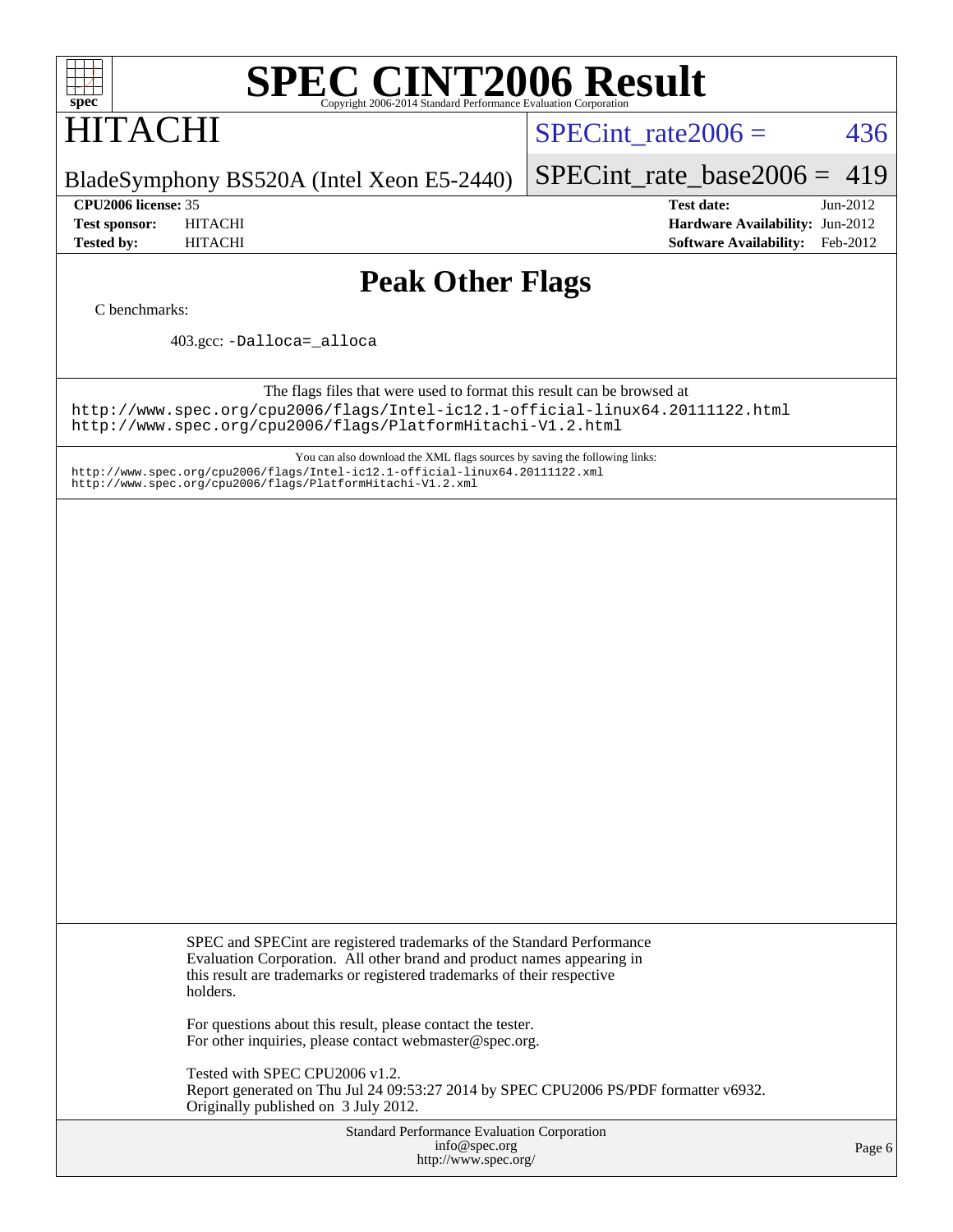# SPEC CINT2006 Result

Copyright 2006-2014 Standard Performance Evaluation Corporation

HITACHI

BladeSymphony BS520A (Intel Xeon E5-2440)

SPECint_rate2006 = 436

SPECint_rate_base2006 = 419

**CPU2006 license:** 35
**Test sponsor:** HITACHI
**Tested by:** HITACHI

**Test date:** Jun-2012
**Hardware Availability:** Jun-2012
**Software Availability:** Feb-2012

## Peak Other Flags

C benchmarks:

403.gcc: -Dalloca=_alloca

The flags files that were used to format this result can be browsed at
http://www.spec.org/cpu2006/flags/Intel-ic12.1-official-linux64.20111122.html
http://www.spec.org/cpu2006/flags/PlatformHitachi-V1.2.html

You can also download the XML flags sources by saving the following links:
http://www.spec.org/cpu2006/flags/Intel-ic12.1-official-linux64.20111122.xml
http://www.spec.org/cpu2006/flags/PlatformHitachi-V1.2.xml

SPEC and SPECint are registered trademarks of the Standard Performance Evaluation Corporation. All other brand and product names appearing in this result are trademarks or registered trademarks of their respective holders.

For questions about this result, please contact the tester.
For other inquiries, please contact webmaster@spec.org.

Tested with SPEC CPU2006 v1.2.
Report generated on Thu Jul 24 09:53:27 2014 by SPEC CPU2006 PS/PDF formatter v6932.
Originally published on 3 July 2012.

Standard Performance Evaluation Corporation
info@spec.org
http://www.spec.org/